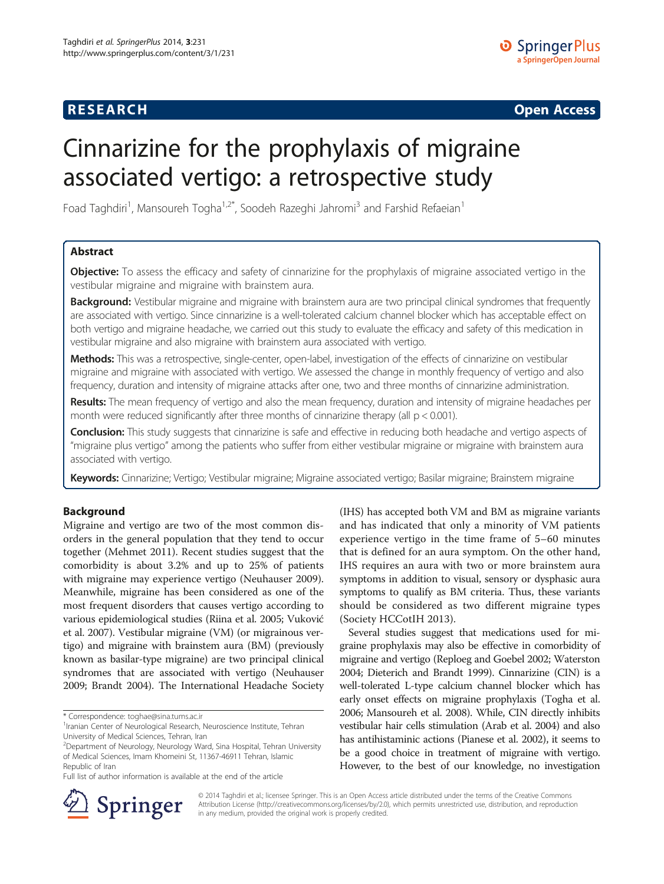**RESEARCH** **Open Access**

# Cinnarizine for the prophylaxis of migraine associated vertigo: a retrospective study

Foad Taghdiri[1], Mansoureh Togha[1,2*], Soodeh Razeghi Jahromi[3] and Farshid Refaeian[1]

## Abstract

**Objective:** To assess the efficacy and safety of cinnarizine for the prophylaxis of migraine associated vertigo in the vestibular migraine and migraine with brainstem aura.

**Background:** Vestibular migraine and migraine with brainstem aura are two principal clinical syndromes that frequently are associated with vertigo. Since cinnarizine is a well-tolerated calcium channel blocker which has acceptable effect on both vertigo and migraine headache, we carried out this study to evaluate the efficacy and safety of this medication in vestibular migraine and also migraine with brainstem aura associated with vertigo.

**Methods:** This was a retrospective, single-center, open-label, investigation of the effects of cinnarizine on vestibular migraine and migraine with associated with vertigo. We assessed the change in monthly frequency of vertigo and also frequency, duration and intensity of migraine attacks after one, two and three months of cinnarizine administration.

**Results:** The mean frequency of vertigo and also the mean frequency, duration and intensity of migraine headaches per month were reduced significantly after three months of cinnarizine therapy (all $p < 0.001$).

**Conclusion:** This study suggests that cinnarizine is safe and effective in reducing both headache and vertigo aspects of "migraine plus vertigo" among the patients who suffer from either vestibular migraine or migraine with brainstem aura associated with vertigo.

**Keywords:** Cinnarizine; Vertigo; Vestibular migraine; Migraine associated vertigo; Basilar migraine; Brainstem migraine

## Background

Migraine and vertigo are two of the most common disorders in the general population that they tend to occur together (Mehmet 2011). Recent studies suggest that the comorbidity is about 3.2% and up to 25% of patients with migraine may experience vertigo (Neuhauser 2009). Meanwhile, migraine has been considered as one of the most frequent disorders that causes vertigo according to various epidemiological studies (Riina et al. 2005; Vuković et al. 2007). Vestibular migraine (VM) (or migrainous vertigo) and migraine with brainstem aura (BM) (previously known as basilar-type migraine) are two principal clinical syndromes that are associated with vertigo (Neuhauser 2009; Brandt 2004). The International Headache Society (IHS) has accepted both VM and BM as migraine variants and has indicated that only a minority of VM patients experience vertigo in the time frame of 5–60 minutes that is defined for an aura symptom. On the other hand, IHS requires an aura with two or more brainstem aura symptoms in addition to visual, sensory or dysphasic aura symptoms to qualify as BM criteria. Thus, these variants should be considered as two different migraine types (Society HCCotIH 2013).

Several studies suggest that medications used for migraine prophylaxis may also be effective in comorbidity of migraine and vertigo (Reploeg and Goebel 2002; Waterston 2004; Dieterich and Brandt 1999). Cinnarizine (CIN) is a well-tolerated L-type calcium channel blocker which has early onset effects on migraine prophylaxis (Togha et al. 2006; Mansoureh et al. 2008). While, CIN directly inhibits vestibular hair cells stimulation (Arab et al. 2004) and also has antihistaminic actions (Pianese et al. 2002), it seems to be a good choice in treatment of migraine with vertigo. However, to the best of our knowledge, no investigation

\* Correspondence: toghae@sina.tums.ac.ir
[1]Iranian Center of Neurological Research, Neuroscience Institute, Tehran University of Medical Sciences, Tehran, Iran
[2]Department of Neurology, Neurology Ward, Sina Hospital, Tehran University of Medical Sciences, Imam Khomeini St, 11367-46911 Tehran, Islamic Republic of Iran
Full list of author information is available at the end of the article

© 2014 Taghdiri et al.; licensee Springer. This is an Open Access article distributed under the terms of the Creative Commons Attribution License (http://creativecommons.org/licenses/by/2.0), which permits unrestricted use, distribution, and reproduction in any medium, provided the original work is properly credited.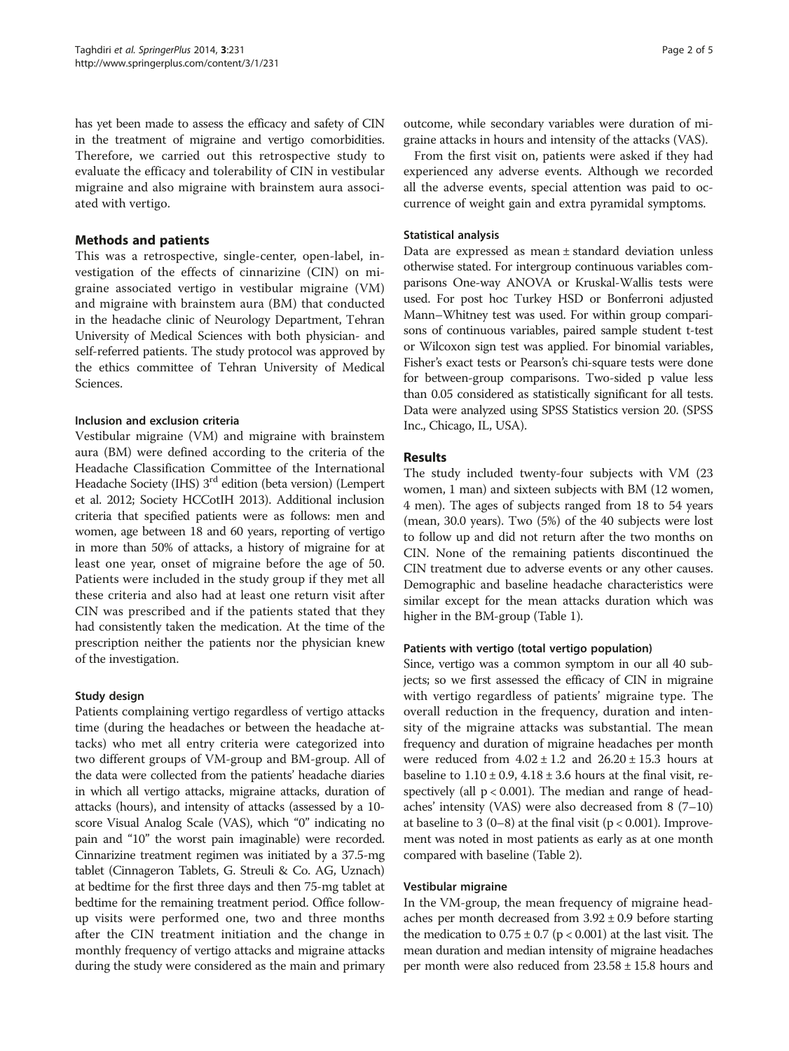has yet been made to assess the efficacy and safety of CIN in the treatment of migraine and vertigo comorbidities. Therefore, we carried out this retrospective study to evaluate the efficacy and tolerability of CIN in vestibular migraine and also migraine with brainstem aura associated with vertigo.

## Methods and patients

This was a retrospective, single-center, open-label, investigation of the effects of cinnarizine (CIN) on migraine associated vertigo in vestibular migraine (VM) and migraine with brainstem aura (BM) that conducted in the headache clinic of Neurology Department, Tehran University of Medical Sciences with both physician- and self-referred patients. The study protocol was approved by the ethics committee of Tehran University of Medical Sciences.

### Inclusion and exclusion criteria

Vestibular migraine (VM) and migraine with brainstem aura (BM) were defined according to the criteria of the Headache Classification Committee of the International Headache Society (IHS) 3rd edition (beta version) (Lempert et al. 2012; Society HCCotIH 2013). Additional inclusion criteria that specified patients were as follows: men and women, age between 18 and 60 years, reporting of vertigo in more than 50% of attacks, a history of migraine for at least one year, onset of migraine before the age of 50. Patients were included in the study group if they met all these criteria and also had at least one return visit after CIN was prescribed and if the patients stated that they had consistently taken the medication. At the time of the prescription neither the patients nor the physician knew of the investigation.

### Study design

Patients complaining vertigo regardless of vertigo attacks time (during the headaches or between the headache attacks) who met all entry criteria were categorized into two different groups of VM-group and BM-group. All of the data were collected from the patients' headache diaries in which all vertigo attacks, migraine attacks, duration of attacks (hours), and intensity of attacks (assessed by a 10-score Visual Analog Scale (VAS), which "0" indicating no pain and "10" the worst pain imaginable) were recorded. Cinnarizine treatment regimen was initiated by a 37.5-mg tablet (Cinnageron Tablets, G. Streuli & Co. AG, Uznach) at bedtime for the first three days and then 75-mg tablet at bedtime for the remaining treatment period. Office follow-up visits were performed one, two and three months after the CIN treatment initiation and the change in monthly frequency of vertigo attacks and migraine attacks during the study were considered as the main and primary outcome, while secondary variables were duration of migraine attacks in hours and intensity of the attacks (VAS).

From the first visit on, patients were asked if they had experienced any adverse events. Although we recorded all the adverse events, special attention was paid to occurrence of weight gain and extra pyramidal symptoms.

### Statistical analysis

Data are expressed as mean ± standard deviation unless otherwise stated. For intergroup continuous variables comparisons One-way ANOVA or Kruskal-Wallis tests were used. For post hoc Turkey HSD or Bonferroni adjusted Mann–Whitney test was used. For within group comparisons of continuous variables, paired sample student t-test or Wilcoxon sign test was applied. For binomial variables, Fisher's exact tests or Pearson's chi-square tests were done for between-group comparisons. Two-sided p value less than 0.05 considered as statistically significant for all tests. Data were analyzed using SPSS Statistics version 20. (SPSS Inc., Chicago, IL, USA).

## Results

The study included twenty-four subjects with VM (23 women, 1 man) and sixteen subjects with BM (12 women, 4 men). The ages of subjects ranged from 18 to 54 years (mean, 30.0 years). Two (5%) of the 40 subjects were lost to follow up and did not return after the two months on CIN. None of the remaining patients discontinued the CIN treatment due to adverse events or any other causes. Demographic and baseline headache characteristics were similar except for the mean attacks duration which was higher in the BM-group (Table 1).

### Patients with vertigo (total vertigo population)

Since, vertigo was a common symptom in our all 40 subjects; so we first assessed the efficacy of CIN in migraine with vertigo regardless of patients' migraine type. The overall reduction in the frequency, duration and intensity of the migraine attacks was substantial. The mean frequency and duration of migraine headaches per month were reduced from $4.02 \pm 1.2$ and $26.20 \pm 15.3$ hours at baseline to $1.10 \pm 0.9$, $4.18 \pm 3.6$ hours at the final visit, respectively (all $p < 0.001$). The median and range of headaches' intensity (VAS) were also decreased from 8 (7–10) at baseline to 3 (0–8) at the final visit ($p < 0.001$). Improvement was noted in most patients as early as at one month compared with baseline (Table 2).

### Vestibular migraine

In the VM-group, the mean frequency of migraine headaches per month decreased from $3.92 \pm 0.9$ before starting the medication to $0.75 \pm 0.7$ ($p < 0.001$) at the last visit. The mean duration and median intensity of migraine headaches per month were also reduced from $23.58 \pm 15.8$ hours and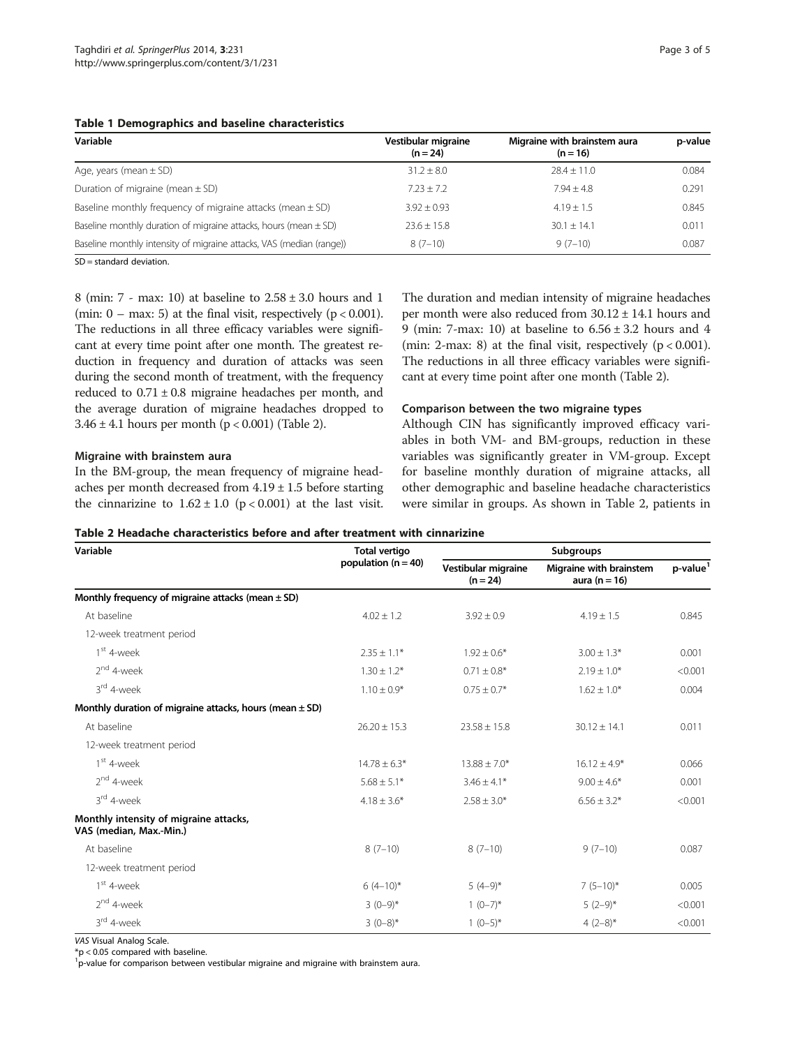**Table 1 Demographics and baseline characteristics**

| Variable | Vestibular migraine (n = 24) | Migraine with brainstem aura (n = 16) | p-value |
|---|---|---|---|
| Age, years (mean ± SD) | 31.2 ± 8.0 | 28.4 ± 11.0 | 0.084 |
| Duration of migraine (mean ± SD) | 7.23 ± 7.2 | 7.94 ± 4.8 | 0.291 |
| Baseline monthly frequency of migraine attacks (mean ± SD) | 3.92 ± 0.93 | 4.19 ± 1.5 | 0.845 |
| Baseline monthly duration of migraine attacks, hours (mean ± SD) | 23.6 ± 15.8 | 30.1 ± 14.1 | 0.011 |
| Baseline monthly intensity of migraine attacks, VAS (median (range)) | 8 (7–10) | 9 (7–10) | 0.087 |

SD = standard deviation.

8 (min: 7 - max: 10) at baseline to 2.58 ± 3.0 hours and 1 (min: 0 – max: 5) at the final visit, respectively ($p < 0.001$). The reductions in all three efficacy variables were significant at every time point after one month. The greatest reduction in frequency and duration of attacks was seen during the second month of treatment, with the frequency reduced to 0.71 ± 0.8 migraine headaches per month, and the average duration of migraine headaches dropped to 3.46 ± 4.1 hours per month ($p < 0.001$) (Table 2).

### Migraine with brainstem aura

In the BM-group, the mean frequency of migraine headaches per month decreased from 4.19 ± 1.5 before starting the cinnarizine to 1.62 ± 1.0 ($p < 0.001$) at the last visit. The duration and median intensity of migraine headaches per month were also reduced from 30.12 ± 14.1 hours and 9 (min: 7-max: 10) at baseline to 6.56 ± 3.2 hours and 4 (min: 2-max: 8) at the final visit, respectively ($p < 0.001$). The reductions in all three efficacy variables were significant at every time point after one month (Table 2).

### Comparison between the two migraine types

Although CIN has significantly improved efficacy variables in both VM- and BM-groups, reduction in these variables was significantly greater in VM-group. Except for baseline monthly duration of migraine attacks, all other demographic and baseline headache characteristics were similar in groups. As shown in Table 2, patients in

**Table 2 Headache characteristics before and after treatment with cinnarizine**

| Variable | Total vertigo population (n = 40) | Subgroups | | |
|---|---|---|---|---|
| | | Vestibular migraine (n = 24) | Migraine with brainstem aura (n = 16) | p-value[1] |
| **Monthly frequency of migraine attacks (mean ± SD)** | | | | |
| At baseline | 4.02 ± 1.2 | 3.92 ± 0.9 | 4.19 ± 1.5 | 0.845 |
| 12-week treatment period | | | | |
| 1st 4-week | 2.35 ± 1.1* | 1.92 ± 0.6* | 3.00 ± 1.3* | 0.001 |
| 2nd 4-week | 1.30 ± 1.2* | 0.71 ± 0.8* | 2.19 ± 1.0* | <0.001 |
| 3rd 4-week | 1.10 ± 0.9* | 0.75 ± 0.7* | 1.62 ± 1.0* | 0.004 |
| **Monthly duration of migraine attacks, hours (mean ± SD)** | | | | |
| At baseline | 26.20 ± 15.3 | 23.58 ± 15.8 | 30.12 ± 14.1 | 0.011 |
| 12-week treatment period | | | | |
| 1st 4-week | 14.78 ± 6.3* | 13.88 ± 7.0* | 16.12 ± 4.9* | 0.066 |
| 2nd 4-week | 5.68 ± 5.1* | 3.46 ± 4.1* | 9.00 ± 4.6* | 0.001 |
| 3rd 4-week | 4.18 ± 3.6* | 2.58 ± 3.0* | 6.56 ± 3.2* | <0.001 |
| **Monthly intensity of migraine attacks, VAS (median, Max.-Min.)** | | | | |
| At baseline | 8 (7–10) | 8 (7–10) | 9 (7–10) | 0.087 |
| 12-week treatment period | | | | |
| 1st 4-week | 6 (4–10)* | 5 (4–9)* | 7 (5–10)* | 0.005 |
| 2nd 4-week | 3 (0–9)* | 1 (0–7)* | 5 (2–9)* | <0.001 |
| 3rd 4-week | 3 (0–8)* | 1 (0–5)* | 4 (2–8)* | <0.001 |

*VAS* Visual Analog Scale.
*$p < 0.05$ compared with baseline.
[1] p-value for comparison between vestibular migraine and migraine with brainstem aura.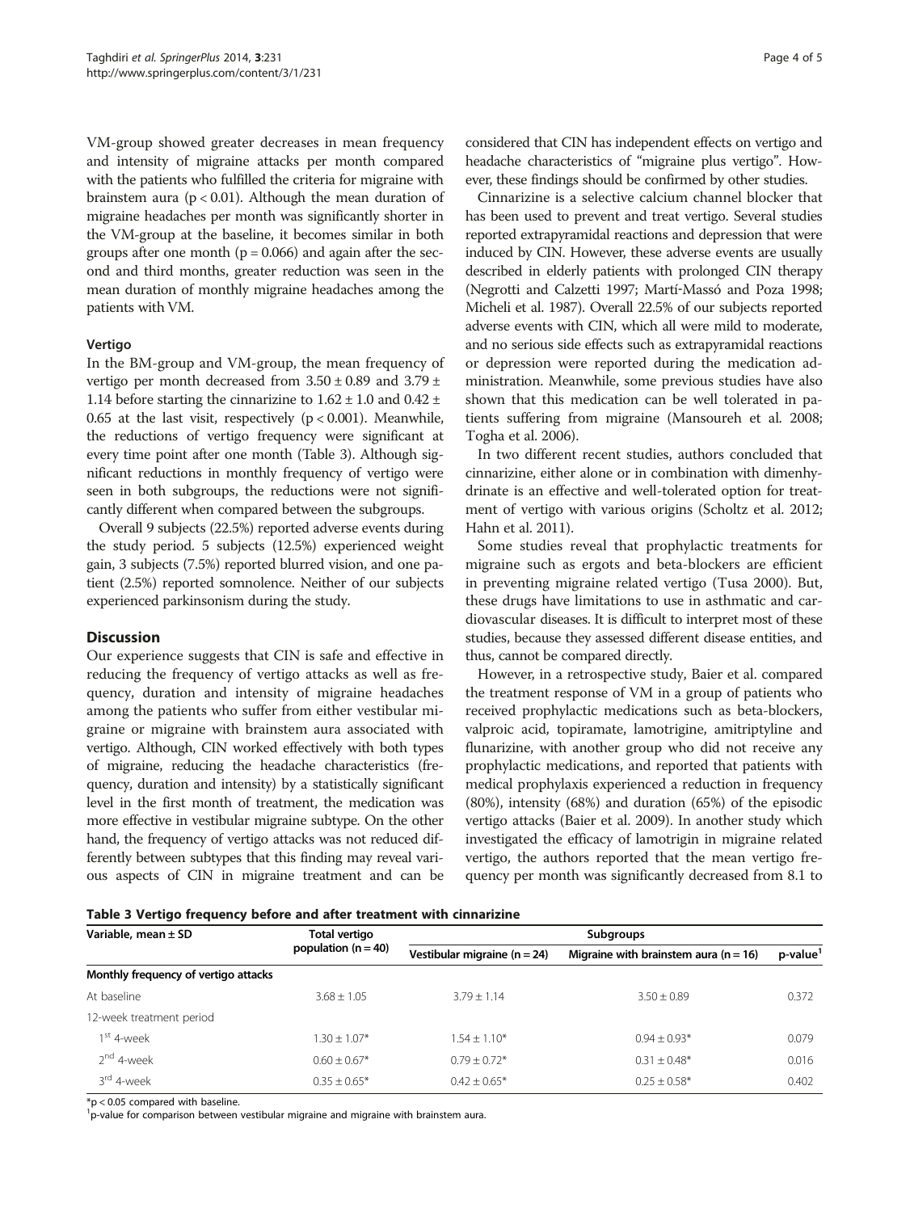VM-group showed greater decreases in mean frequency and intensity of migraine attacks per month compared with the patients who fulfilled the criteria for migraine with brainstem aura ($p < 0.01$). Although the mean duration of migraine headaches per month was significantly shorter in the VM-group at the baseline, it becomes similar in both groups after one month ($p = 0.066$) and again after the second and third months, greater reduction was seen in the mean duration of monthly migraine headaches among the patients with VM.

### Vertigo

In the BM-group and VM-group, the mean frequency of vertigo per month decreased from $3.50 \pm 0.89$ and $3.79 \pm 1.14$ before starting the cinnarizine to $1.62 \pm 1.0$ and $0.42 \pm 0.65$ at the last visit, respectively ($p < 0.001$). Meanwhile, the reductions of vertigo frequency were significant at every time point after one month (Table 3). Although significant reductions in monthly frequency of vertigo were seen in both subgroups, the reductions were not significantly different when compared between the subgroups.

Overall 9 subjects (22.5%) reported adverse events during the study period. 5 subjects (12.5%) experienced weight gain, 3 subjects (7.5%) reported blurred vision, and one patient (2.5%) reported somnolence. Neither of our subjects experienced parkinsonism during the study.

## Discussion

Our experience suggests that CIN is safe and effective in reducing the frequency of vertigo attacks as well as frequency, duration and intensity of migraine headaches among the patients who suffer from either vestibular migraine or migraine with brainstem aura associated with vertigo. Although, CIN worked effectively with both types of migraine, reducing the headache characteristics (frequency, duration and intensity) by a statistically significant level in the first month of treatment, the medication was more effective in vestibular migraine subtype. On the other hand, the frequency of vertigo attacks was not reduced differently between subtypes that this finding may reveal various aspects of CIN in migraine treatment and can be considered that CIN has independent effects on vertigo and headache characteristics of "migraine plus vertigo". However, these findings should be confirmed by other studies.

Cinnarizine is a selective calcium channel blocker that has been used to prevent and treat vertigo. Several studies reported extrapyramidal reactions and depression that were induced by CIN. However, these adverse events are usually described in elderly patients with prolonged CIN therapy (Negrotti and Calzetti 1997; Martí-Massó and Poza 1998; Micheli et al. 1987). Overall 22.5% of our subjects reported adverse events with CIN, which all were mild to moderate, and no serious side effects such as extrapyramidal reactions or depression were reported during the medication administration. Meanwhile, some previous studies have also shown that this medication can be well tolerated in patients suffering from migraine (Mansoureh et al. 2008; Togha et al. 2006).

In two different recent studies, authors concluded that cinnarizine, either alone or in combination with dimenhydrinate is an effective and well-tolerated option for treatment of vertigo with various origins (Scholtz et al. 2012; Hahn et al. 2011).

Some studies reveal that prophylactic treatments for migraine such as ergots and beta-blockers are efficient in preventing migraine related vertigo (Tusa 2000). But, these drugs have limitations to use in asthmatic and cardiovascular diseases. It is difficult to interpret most of these studies, because they assessed different disease entities, and thus, cannot be compared directly.

However, in a retrospective study, Baier et al. compared the treatment response of VM in a group of patients who received prophylactic medications such as beta-blockers, valproic acid, topiramate, lamotrigine, amitriptyline and flunarizine, with another group who did not receive any prophylactic medications, and reported that patients with medical prophylaxis experienced a reduction in frequency (80%), intensity (68%) and duration (65%) of the episodic vertigo attacks (Baier et al. 2009). In another study which investigated the efficacy of lamotrigin in migraine related vertigo, the authors reported that the mean vertigo frequency per month was significantly decreased from 8.1 to

**Table 3 Vertigo frequency before and after treatment with cinnarizine**

| Variable, mean ± SD | Total vertigo population (n = 40) | Subgroups | | |
|---|---|---|---|---|
| | | Vestibular migraine (n = 24) | Migraine with brainstem aura (n = 16) | p-value[1] |
| **Monthly frequency of vertigo attacks** | | | | |
| At baseline | 3.68 ± 1.05 | 3.79 ± 1.14 | 3.50 ± 0.89 | 0.372 |
| 12-week treatment period | | | | |
| 1st 4-week | 1.30 ± 1.07* | 1.54 ± 1.10* | 0.94 ± 0.93* | 0.079 |
| 2nd 4-week | 0.60 ± 0.67* | 0.79 ± 0.72* | 0.31 ± 0.48* | 0.016 |
| 3rd 4-week | 0.35 ± 0.65* | 0.42 ± 0.65* | 0.25 ± 0.58* | 0.402 |

*$p < 0.05$ compared with baseline.
[1]p-value for comparison between vestibular migraine and migraine with brainstem aura.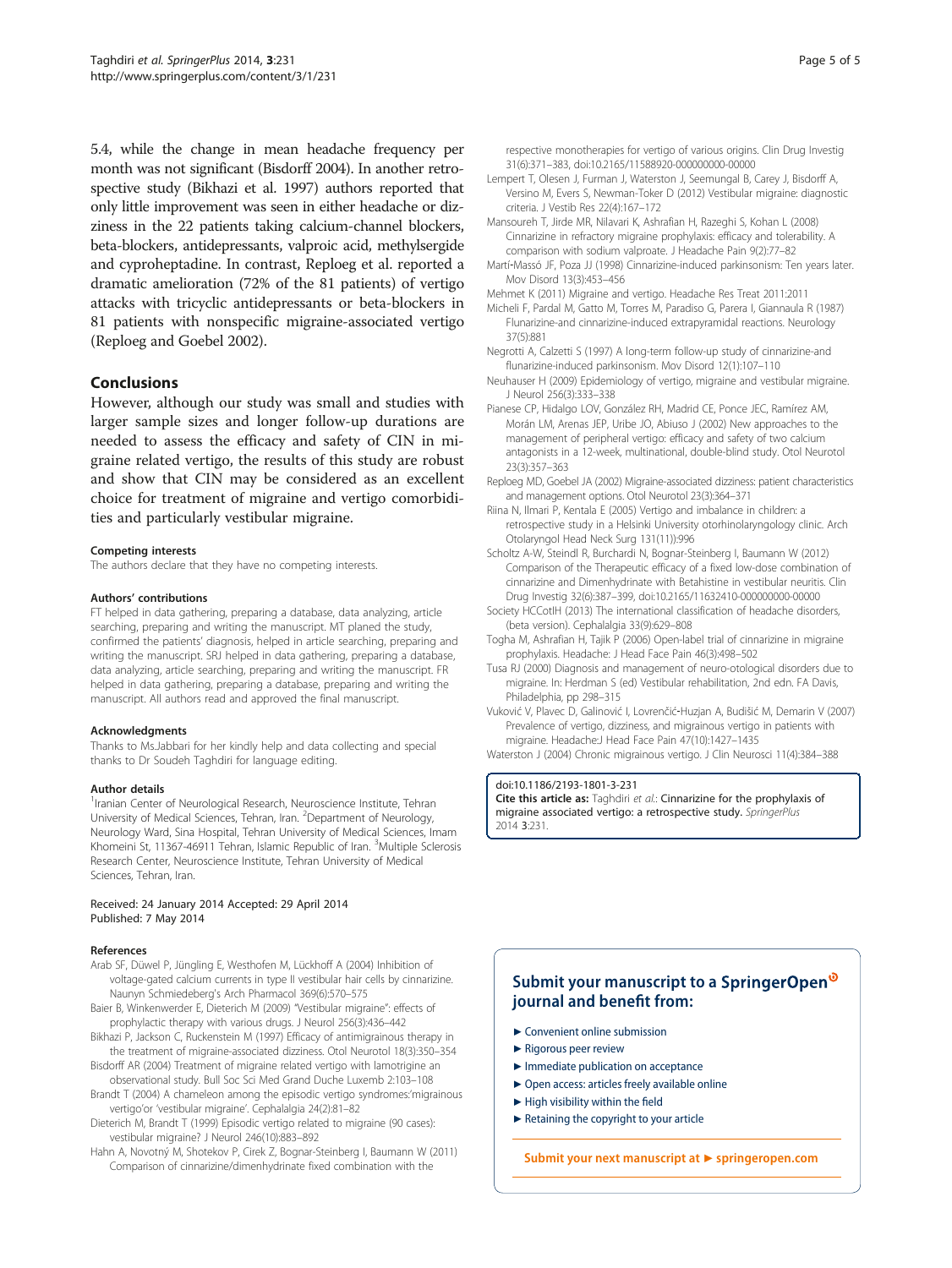5.4, while the change in mean headache frequency per month was not significant (Bisdorff 2004). In another retrospective study (Bikhazi et al. 1997) authors reported that only little improvement was seen in either headache or dizziness in the 22 patients taking calcium-channel blockers, beta-blockers, antidepressants, valproic acid, methylsergide and cyproheptadine. In contrast, Reploeg et al. reported a dramatic amelioration (72% of the 81 patients) of vertigo attacks with tricyclic antidepressants or beta-blockers in 81 patients with nonspecific migraine-associated vertigo (Reploeg and Goebel 2002).

## Conclusions

However, although our study was small and studies with larger sample sizes and longer follow-up durations are needed to assess the efficacy and safety of CIN in migraine related vertigo, the results of this study are robust and show that CIN may be considered as an excellent choice for treatment of migraine and vertigo comorbidities and particularly vestibular migraine.

#### Competing interests

The authors declare that they have no competing interests.

#### Authors' contributions

FT helped in data gathering, preparing a database, data analyzing, article searching, preparing and writing the manuscript. MT planed the study, confirmed the patients' diagnosis, helped in article searching, preparing and writing the manuscript. SRJ helped in data gathering, preparing a database, data analyzing, article searching, preparing and writing the manuscript. FR helped in data gathering, preparing a database, preparing and writing the manuscript. All authors read and approved the final manuscript.

#### Acknowledgments

Thanks to Ms.Jabbari for her kindly help and data collecting and special thanks to Dr Soudeh Taghdiri for language editing.

#### Author details

[1]Iranian Center of Neurological Research, Neuroscience Institute, Tehran University of Medical Sciences, Tehran, Iran. [2]Department of Neurology, Neurology Ward, Sina Hospital, Tehran University of Medical Sciences, Imam Khomeini St, 11367-46911 Tehran, Islamic Republic of Iran. [3]Multiple Sclerosis Research Center, Neuroscience Institute, Tehran University of Medical Sciences, Tehran, Iran.

Received: 24 January 2014 Accepted: 29 April 2014
Published: 7 May 2014

#### References

Arab SF, Düwel P, Jüngling E, Westhofen M, Lückhoff A (2004) Inhibition of voltage-gated calcium currents in type II vestibular hair cells by cinnarizine. Naunyn Schmiedeberg's Arch Pharmacol 369(6):570–575

Baier B, Winkenwerder E, Dieterich M (2009) "Vestibular migraine": effects of prophylactic therapy with various drugs. J Neurol 256(3):436–442

Bikhazi P, Jackson C, Ruckenstein M (1997) Efficacy of antimigrainous therapy in the treatment of migraine-associated dizziness. Otol Neurotol 18(3):350–354

Bisdorff AR (2004) Treatment of migraine related vertigo with lamotrigine an observational study. Bull Soc Sci Med Grand Duche Luxemb 2:103–108

Brandt T (2004) A chameleon among the episodic vertigo syndromes:'migrainous vertigo'or 'vestibular migraine'. Cephalalgia 24(2):81–82

Dieterich M, Brandt T (1999) Episodic vertigo related to migraine (90 cases): vestibular migraine? J Neurol 246(10):883–892

Hahn A, Novotný M, Shotekov P, Cirek Z, Bognar-Steinberg I, Baumann W (2011) Comparison of cinnarizine/dimenhydrinate fixed combination with the respective monotherapies for vertigo of various origins. Clin Drug Investig 31(6):371–383, doi:10.2165/11588920-000000000-00000

Lempert T, Olesen J, Furman J, Waterston J, Seemungal B, Carey J, Bisdorff A, Versino M, Evers S, Newman-Toker D (2012) Vestibular migraine: diagnostic criteria. J Vestib Res 22(4):167–172

Mansoureh T, Jirde MR, Nilavari K, Ashrafian H, Razeghi S, Kohan L (2008) Cinnarizine in refractory migraine prophylaxis: efficacy and tolerability. A comparison with sodium valproate. J Headache Pain 9(2):77–82

Martí-Massó JF, Poza JJ (1998) Cinnarizine-induced parkinsonism: Ten years later. Mov Disord 13(3):453–456

Mehmet K (2011) Migraine and vertigo. Headache Res Treat 2011:2011

Micheli F, Pardal M, Gatto M, Torres M, Paradiso G, Parera I, Giannaula R (1987) Flunarizine-and cinnarizine-induced extrapyramidal reactions. Neurology 37(5):881

Negrotti A, Calzetti S (1997) A long-term follow-up study of cinnarizine-and flunarizine-induced parkinsonism. Mov Disord 12(1):107–110

Neuhauser H (2009) Epidemiology of vertigo, migraine and vestibular migraine. J Neurol 256(3):333–338

Pianese CP, Hidalgo LOV, González RH, Madrid CE, Ponce JEC, Ramírez AM, Morán LM, Arenas JEP, Uribe JO, Abiuso J (2002) New approaches to the management of peripheral vertigo: efficacy and safety of two calcium antagonists in a 12-week, multinational, double-blind study. Otol Neurotol 23(3):357–363

Reploeg MD, Goebel JA (2002) Migraine-associated dizziness: patient characteristics and management options. Otol Neurotol 23(3):364–371

Riina N, Ilmari P, Kentala E (2005) Vertigo and imbalance in children: a retrospective study in a Helsinki University otorhinolaryngology clinic. Arch Otolaryngol Head Neck Surg 131(11)):996

Scholtz A-W, Steindl R, Burchardi N, Bognar-Steinberg I, Baumann W (2012) Comparison of the Therapeutic efficacy of a fixed low-dose combination of cinnarizine and Dimenhydrinate with Betahistine in vestibular neuritis. Clin Drug Investig 32(6):387–399, doi:10.2165/11632410-000000000-00000

Society HCCotIH (2013) The international classification of headache disorders, (beta version). Cephalalgia 33(9):629–808

Togha M, Ashrafian H, Tajik P (2006) Open-label trial of cinnarizine in migraine prophylaxis. Headache: J Head Face Pain 46(3):498–502

Tusa RJ (2000) Diagnosis and management of neuro-otological disorders due to migraine. In: Herdman S (ed) Vestibular rehabilitation, 2nd edn. FA Davis, Philadelphia, pp 298–315

Vuković V, Plavec D, Galinović I, Lovrenčić-Huzjan A, Budišić M, Demarin V (2007) Prevalence of vertigo, dizziness, and migrainous vertigo in patients with migraine. Headache:J Head Face Pain 47(10):1427–1435

Waterston J (2004) Chronic migrainous vertigo. J Clin Neurosci 11(4):384–388

doi:10.1186/2193-1801-3-231
**Cite this article as:** Taghdiri *et al.*: Cinnarizine for the prophylaxis of migraine associated vertigo: a retrospective study. *SpringerPlus* 2014 **3**:231.

**Submit your manuscript to a SpringerOpen journal and benefit from:**

- ► Convenient online submission
- ► Rigorous peer review
- ► Immediate publication on acceptance
- ► Open access: articles freely available online
- ► High visibility within the field
- ► Retaining the copyright to your article

**Submit your next manuscript at ► springeropen.com**